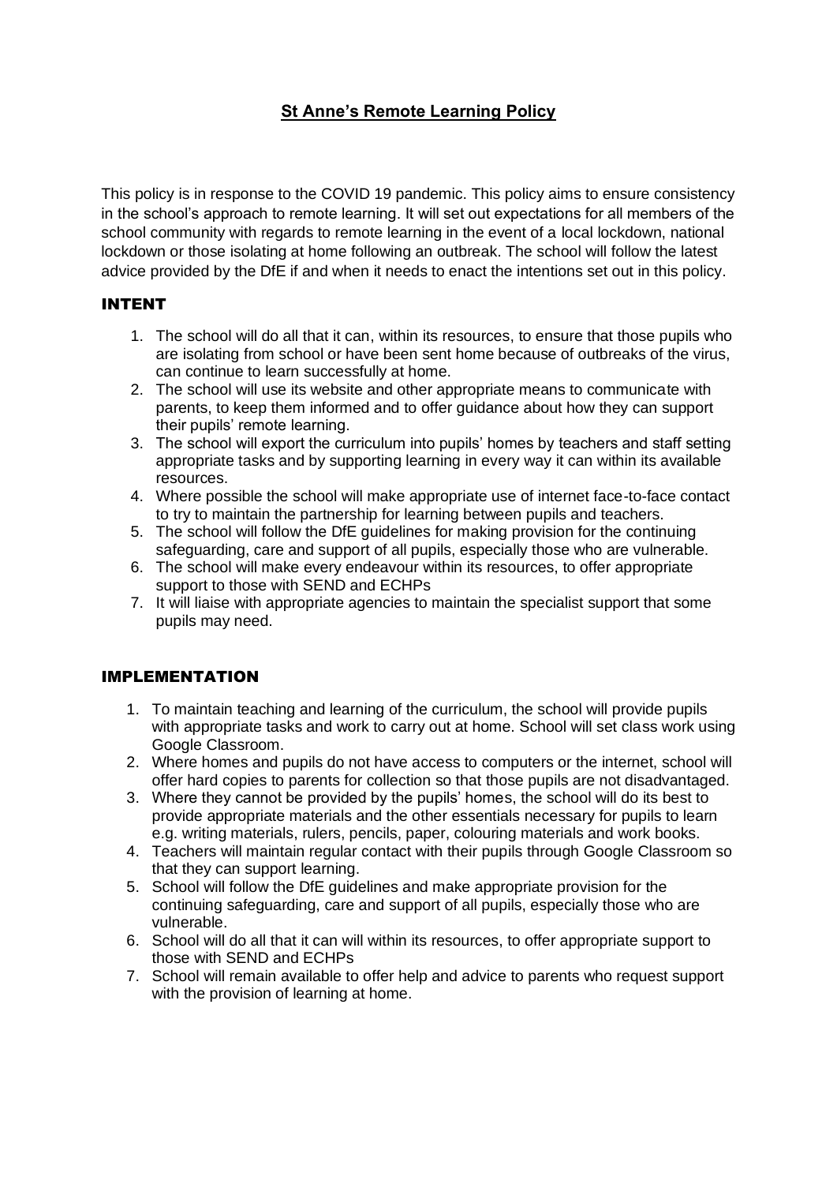# St Anne's Remote Learning Policy

This policy is in response to the COVID 19 pandemic. This policy aims to ensure consistency in the school's approach to remote learning. It will set out expectations for all members of the school community with regards to remote learning in the event of a local lockdown, national lockdown or those isolating at home following an outbreak. The school will follow the latest advice provided by the DfE if and when it needs to enact the intentions set out in this policy.

## INTENT

1. The school will do all that it can, within its resources, to ensure that those pupils who are isolating from school or have been sent home because of outbreaks of the virus, can continue to learn successfully at home.
2. The school will use its website and other appropriate means to communicate with parents, to keep them informed and to offer guidance about how they can support their pupils' remote learning.
3. The school will export the curriculum into pupils' homes by teachers and staff setting appropriate tasks and by supporting learning in every way it can within its available resources.
4. Where possible the school will make appropriate use of internet face-to-face contact to try to maintain the partnership for learning between pupils and teachers.
5. The school will follow the DfE guidelines for making provision for the continuing safeguarding, care and support of all pupils, especially those who are vulnerable.
6. The school will make every endeavour within its resources, to offer appropriate support to those with SEND and ECHPs
7. It will liaise with appropriate agencies to maintain the specialist support that some pupils may need.

## IMPLEMENTATION

1. To maintain teaching and learning of the curriculum, the school will provide pupils with appropriate tasks and work to carry out at home. School will set class work using Google Classroom.
2. Where homes and pupils do not have access to computers or the internet, school will offer hard copies to parents for collection so that those pupils are not disadvantaged.
3. Where they cannot be provided by the pupils' homes, the school will do its best to provide appropriate materials and the other essentials necessary for pupils to learn e.g. writing materials, rulers, pencils, paper, colouring materials and work books.
4. Teachers will maintain regular contact with their pupils through Google Classroom so that they can support learning.
5. School will follow the DfE guidelines and make appropriate provision for the continuing safeguarding, care and support of all pupils, especially those who are vulnerable.
6. School will do all that it can will within its resources, to offer appropriate support to those with SEND and ECHPs
7. School will remain available to offer help and advice to parents who request support with the provision of learning at home.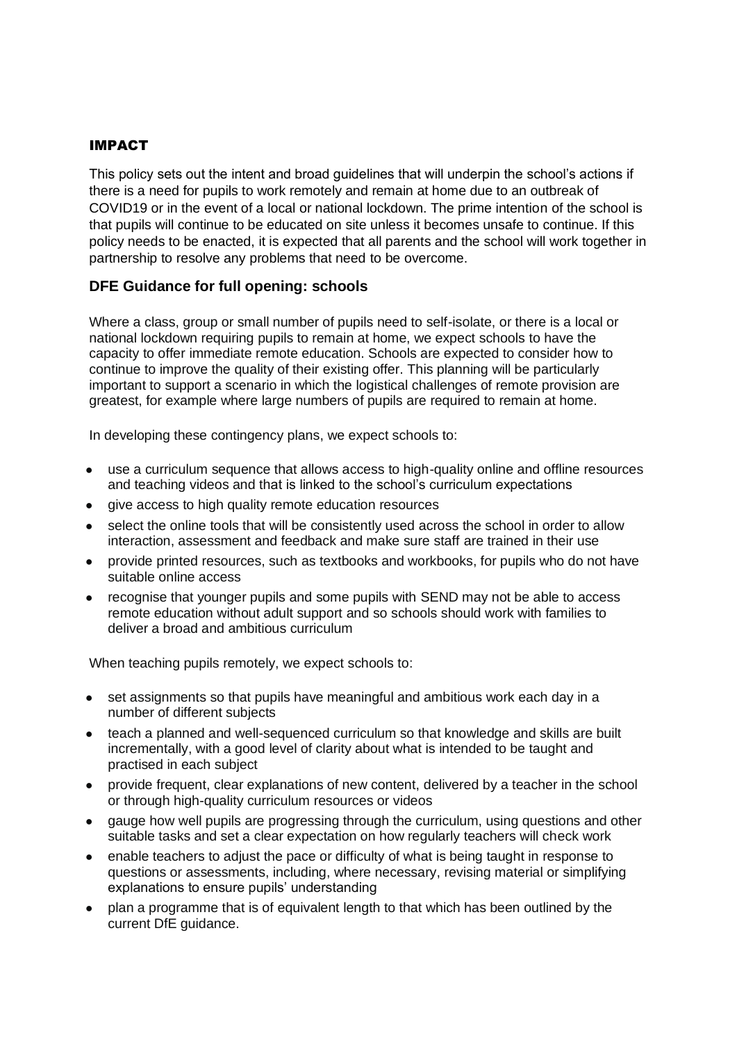## IMPACT

This policy sets out the intent and broad guidelines that will underpin the school's actions if there is a need for pupils to work remotely and remain at home due to an outbreak of COVID19 or in the event of a local or national lockdown. The prime intention of the school is that pupils will continue to be educated on site unless it becomes unsafe to continue. If this policy needs to be enacted, it is expected that all parents and the school will work together in partnership to resolve any problems that need to be overcome.

### DFE Guidance for full opening: schools

Where a class, group or small number of pupils need to self-isolate, or there is a local or national lockdown requiring pupils to remain at home, we expect schools to have the capacity to offer immediate remote education. Schools are expected to consider how to continue to improve the quality of their existing offer. This planning will be particularly important to support a scenario in which the logistical challenges of remote provision are greatest, for example where large numbers of pupils are required to remain at home.

In developing these contingency plans, we expect schools to:

- use a curriculum sequence that allows access to high-quality online and offline resources and teaching videos and that is linked to the school's curriculum expectations
- give access to high quality remote education resources
- select the online tools that will be consistently used across the school in order to allow interaction, assessment and feedback and make sure staff are trained in their use
- provide printed resources, such as textbooks and workbooks, for pupils who do not have suitable online access
- recognise that younger pupils and some pupils with SEND may not be able to access remote education without adult support and so schools should work with families to deliver a broad and ambitious curriculum

When teaching pupils remotely, we expect schools to:

- set assignments so that pupils have meaningful and ambitious work each day in a number of different subjects
- teach a planned and well-sequenced curriculum so that knowledge and skills are built incrementally, with a good level of clarity about what is intended to be taught and practised in each subject
- provide frequent, clear explanations of new content, delivered by a teacher in the school or through high-quality curriculum resources or videos
- gauge how well pupils are progressing through the curriculum, using questions and other suitable tasks and set a clear expectation on how regularly teachers will check work
- enable teachers to adjust the pace or difficulty of what is being taught in response to questions or assessments, including, where necessary, revising material or simplifying explanations to ensure pupils' understanding
- plan a programme that is of equivalent length to that which has been outlined by the current DfE guidance.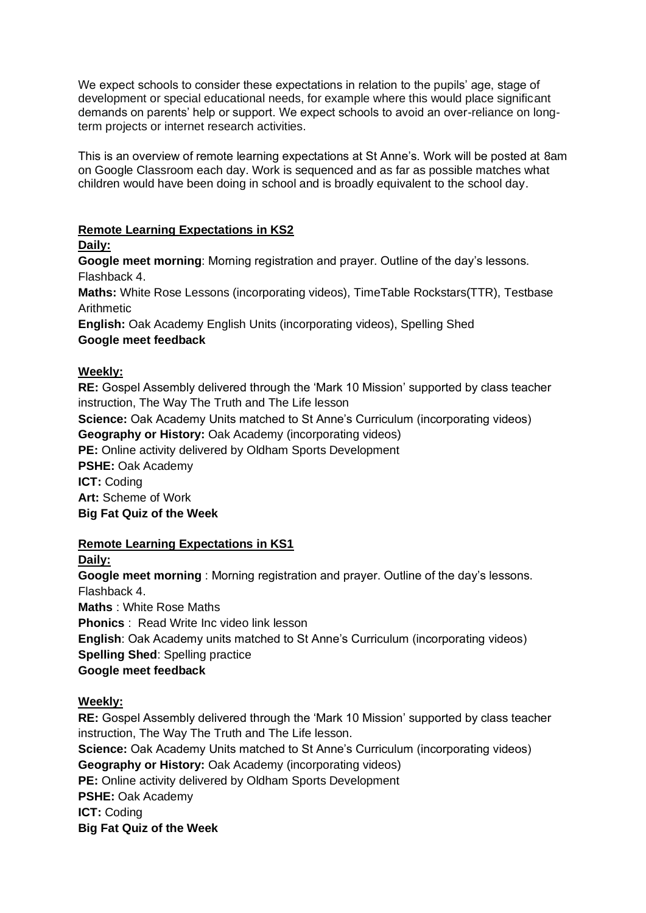We expect schools to consider these expectations in relation to the pupils' age, stage of development or special educational needs, for example where this would place significant demands on parents' help or support. We expect schools to avoid an over-reliance on long-term projects or internet research activities.

This is an overview of remote learning expectations at St Anne's. Work will be posted at 8am on Google Classroom each day. Work is sequenced and as far as possible matches what children would have been doing in school and is broadly equivalent to the school day.

**Remote Learning Expectations in KS2**

**Daily:**

**Google meet morning**: Morning registration and prayer. Outline of the day's lessons. Flashback 4.

**Maths:** White Rose Lessons (incorporating videos), TimeTable Rockstars(TTR), Testbase Arithmetic

**English:** Oak Academy English Units (incorporating videos), Spelling Shed

**Google meet feedback**

**Weekly:**

**RE:** Gospel Assembly delivered through the 'Mark 10 Mission' supported by class teacher instruction, The Way The Truth and The Life lesson

**Science:** Oak Academy Units matched to St Anne's Curriculum (incorporating videos)

**Geography or History:** Oak Academy (incorporating videos)

**PE:** Online activity delivered by Oldham Sports Development

**PSHE:** Oak Academy

**ICT:** Coding

**Art:** Scheme of Work

**Big Fat Quiz of the Week**

**Remote Learning Expectations in KS1**

**Daily:**

**Google meet morning** : Morning registration and prayer. Outline of the day's lessons. Flashback 4.

**Maths** : White Rose Maths

**Phonics** : Read Write Inc video link lesson

**English**: Oak Academy units matched to St Anne's Curriculum (incorporating videos)

**Spelling Shed**: Spelling practice

**Google meet feedback**

**Weekly:**

**RE:** Gospel Assembly delivered through the 'Mark 10 Mission' supported by class teacher instruction, The Way The Truth and The Life lesson.

**Science:** Oak Academy Units matched to St Anne's Curriculum (incorporating videos)

**Geography or History:** Oak Academy (incorporating videos)

**PE:** Online activity delivered by Oldham Sports Development

**PSHE:** Oak Academy

**ICT:** Coding

**Big Fat Quiz of the Week**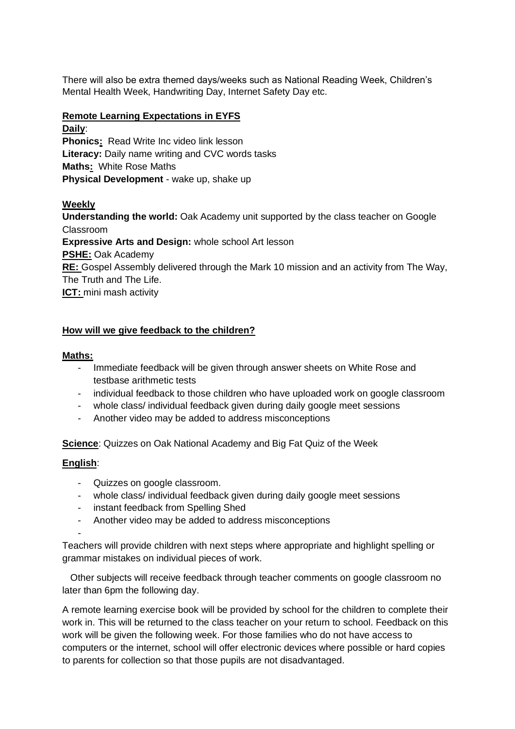There will also be extra themed days/weeks such as National Reading Week, Children's Mental Health Week, Handwriting Day, Internet Safety Day etc.

**Remote Learning Expectations in EYFS**

**Daily**:

**Phonics:** Read Write Inc video link lesson
**Literacy:** Daily name writing and CVC words tasks
**Maths:** White Rose Maths
**Physical Development** - wake up, shake up

**Weekly**

**Understanding the world:** Oak Academy unit supported by the class teacher on Google Classroom
**Expressive Arts and Design:** whole school Art lesson
**PSHE:** Oak Academy
**RE:** Gospel Assembly delivered through the Mark 10 mission and an activity from The Way, The Truth and The Life.
**ICT:** mini mash activity

**How will we give feedback to the children?**

**Maths:**

- Immediate feedback will be given through answer sheets on White Rose and testbase arithmetic tests
- individual feedback to those children who have uploaded work on google classroom
- whole class/ individual feedback given during daily google meet sessions
- Another video may be added to address misconceptions

**Science**: Quizzes on Oak National Academy and Big Fat Quiz of the Week

**English**:

- Quizzes on google classroom.
- whole class/ individual feedback given during daily google meet sessions
- instant feedback from Spelling Shed
- Another video may be added to address misconceptions
-

Teachers will provide children with next steps where appropriate and highlight spelling or grammar mistakes on individual pieces of work.

Other subjects will receive feedback through teacher comments on google classroom no later than 6pm the following day.

A remote learning exercise book will be provided by school for the children to complete their work in. This will be returned to the class teacher on your return to school. Feedback on this work will be given the following week. For those families who do not have access to computers or the internet, school will offer electronic devices where possible or hard copies to parents for collection so that those pupils are not disadvantaged.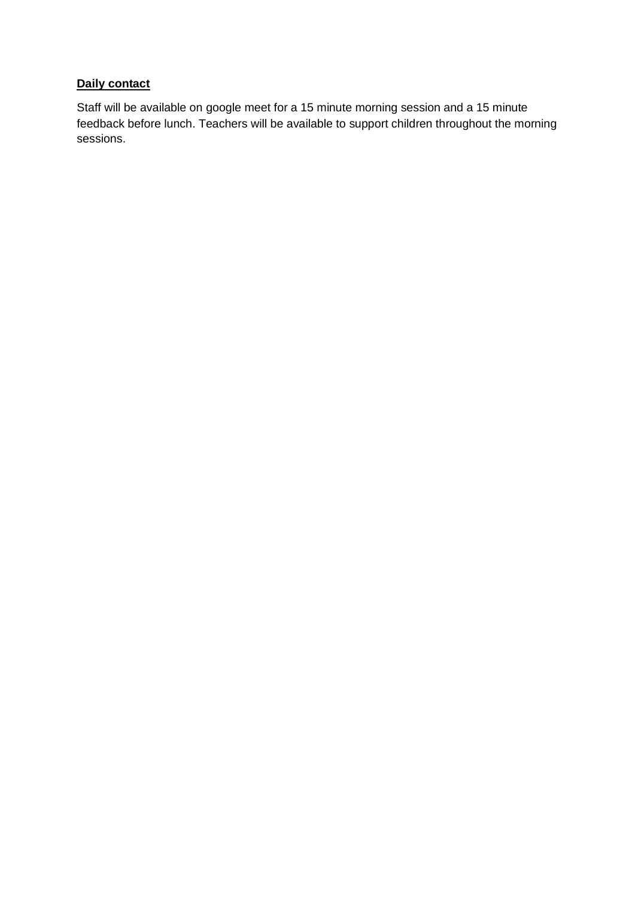**Daily contact**

Staff will be available on google meet for a 15 minute morning session and a 15 minute feedback before lunch. Teachers will be available to support children throughout the morning sessions.